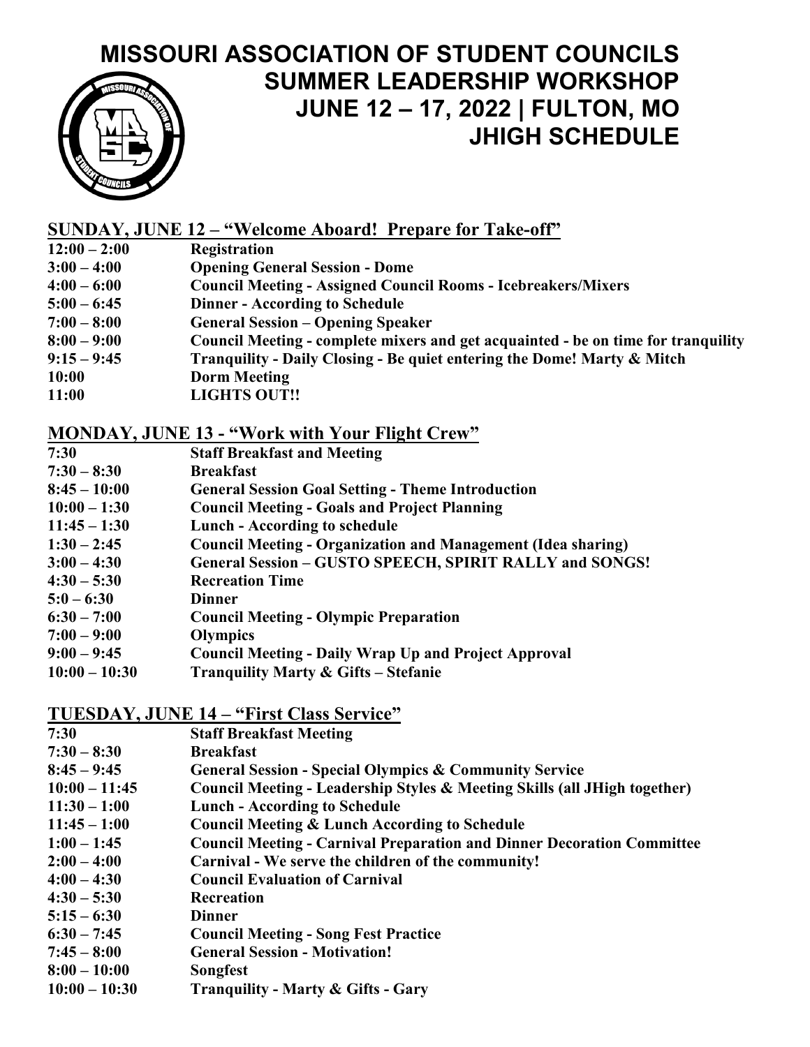# MISSOURI ASSOCIATION OF STUDENT COUNCILS
# SUMMER LEADERSHIP WORKSHOP
# JUNE 12 – 17, 2022 | FULTON, MO
# JHIGH SCHEDULE

## SUNDAY, JUNE 12 – "Welcome Aboard! Prepare for Take-off"

| | |
|---|---|
| **12:00 – 2:00** | **Registration** |
| **3:00 – 4:00** | **Opening General Session - Dome** |
| **4:00 – 6:00** | **Council Meeting - Assigned Council Rooms - Icebreakers/Mixers** |
| **5:00 – 6:45** | **Dinner - According to Schedule** |
| **7:00 – 8:00** | **General Session – Opening Speaker** |
| **8:00 – 9:00** | **Council Meeting - complete mixers and get acquainted - be on time for tranquility** |
| **9:15 – 9:45** | **Tranquility - Daily Closing - Be quiet entering the Dome! Marty & Mitch** |
| **10:00** | **Dorm Meeting** |
| **11:00** | **LIGHTS OUT!!** |

## MONDAY, JUNE 13 - "Work with Your Flight Crew"

| | |
|---|---|
| **7:30** | **Staff Breakfast and Meeting** |
| **7:30 – 8:30** | **Breakfast** |
| **8:45 – 10:00** | **General Session Goal Setting - Theme Introduction** |
| **10:00 – 1:30** | **Council Meeting - Goals and Project Planning** |
| **11:45 – 1:30** | **Lunch - According to schedule** |
| **1:30 – 2:45** | **Council Meeting - Organization and Management (Idea sharing)** |
| **3:00 – 4:30** | **General Session – GUSTO SPEECH, SPIRIT RALLY and SONGS!** |
| **4:30 – 5:30** | **Recreation Time** |
| **5:0 – 6:30** | **Dinner** |
| **6:30 – 7:00** | **Council Meeting - Olympic Preparation** |
| **7:00 – 9:00** | **Olympics** |
| **9:00 – 9:45** | **Council Meeting - Daily Wrap Up and Project Approval** |
| **10:00 – 10:30** | **Tranquility Marty & Gifts – Stefanie** |

## TUESDAY, JUNE 14 – "First Class Service"

| | |
|---|---|
| **7:30** | **Staff Breakfast Meeting** |
| **7:30 – 8:30** | **Breakfast** |
| **8:45 – 9:45** | **General Session - Special Olympics & Community Service** |
| **10:00 – 11:45** | **Council Meeting - Leadership Styles & Meeting Skills (all JHigh together)** |
| **11:30 – 1:00** | **Lunch - According to Schedule** |
| **11:45 – 1:00** | **Council Meeting & Lunch According to Schedule** |
| **1:00 – 1:45** | **Council Meeting - Carnival Preparation and Dinner Decoration Committee** |
| **2:00 – 4:00** | **Carnival - We serve the children of the community!** |
| **4:00 – 4:30** | **Council Evaluation of Carnival** |
| **4:30 – 5:30** | **Recreation** |
| **5:15 – 6:30** | **Dinner** |
| **6:30 – 7:45** | **Council Meeting - Song Fest Practice** |
| **7:45 – 8:00** | **General Session - Motivation!** |
| **8:00 – 10:00** | **Songfest** |
| **10:00 – 10:30** | **Tranquility - Marty & Gifts - Gary** |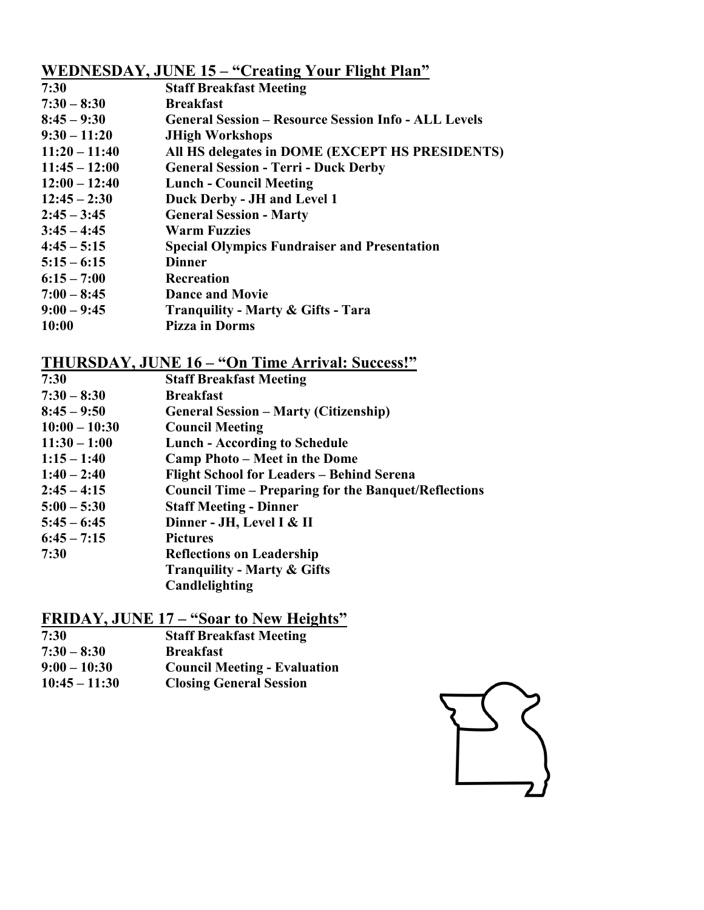## WEDNESDAY, JUNE 15 – "Creating Your Flight Plan"

| | |
|---|---|
| **7:30** | **Staff Breakfast Meeting** |
| **7:30 – 8:30** | **Breakfast** |
| **8:45 – 9:30** | **General Session – Resource Session Info - ALL Levels** |
| **9:30 – 11:20** | **JHigh Workshops** |
| **11:20 – 11:40** | **All HS delegates in DOME (EXCEPT HS PRESIDENTS)** |
| **11:45 – 12:00** | **General Session - Terri - Duck Derby** |
| **12:00 – 12:40** | **Lunch - Council Meeting** |
| **12:45 – 2:30** | **Duck Derby - JH and Level 1** |
| **2:45 – 3:45** | **General Session - Marty** |
| **3:45 – 4:45** | **Warm Fuzzies** |
| **4:45 – 5:15** | **Special Olympics Fundraiser and Presentation** |
| **5:15 – 6:15** | **Dinner** |
| **6:15 – 7:00** | **Recreation** |
| **7:00 – 8:45** | **Dance and Movie** |
| **9:00 – 9:45** | **Tranquility - Marty & Gifts - Tara** |
| **10:00** | **Pizza in Dorms** |

## THURSDAY, JUNE 16 – "On Time Arrival: Success!"

| | |
|---|---|
| **7:30** | **Staff Breakfast Meeting** |
| **7:30 – 8:30** | **Breakfast** |
| **8:45 – 9:50** | **General Session – Marty (Citizenship)** |
| **10:00 – 10:30** | **Council Meeting** |
| **11:30 – 1:00** | **Lunch - According to Schedule** |
| **1:15 – 1:40** | **Camp Photo – Meet in the Dome** |
| **1:40 – 2:40** | **Flight School for Leaders – Behind Serena** |
| **2:45 – 4:15** | **Council Time – Preparing for the Banquet/Reflections** |
| **5:00 – 5:30** | **Staff Meeting - Dinner** |
| **5:45 – 6:45** | **Dinner - JH, Level I & II** |
| **6:45 – 7:15** | **Pictures** |
| **7:30** | **Reflections on Leadership** |
| | **Tranquility - Marty & Gifts** |
| | **Candlelighting** |

## FRIDAY, JUNE 17 – "Soar to New Heights"

| | |
|---|---|
| **7:30** | **Staff Breakfast Meeting** |
| **7:30 – 8:30** | **Breakfast** |
| **9:00 – 10:30** | **Council Meeting - Evaluation** |
| **10:45 – 11:30** | **Closing General Session** |